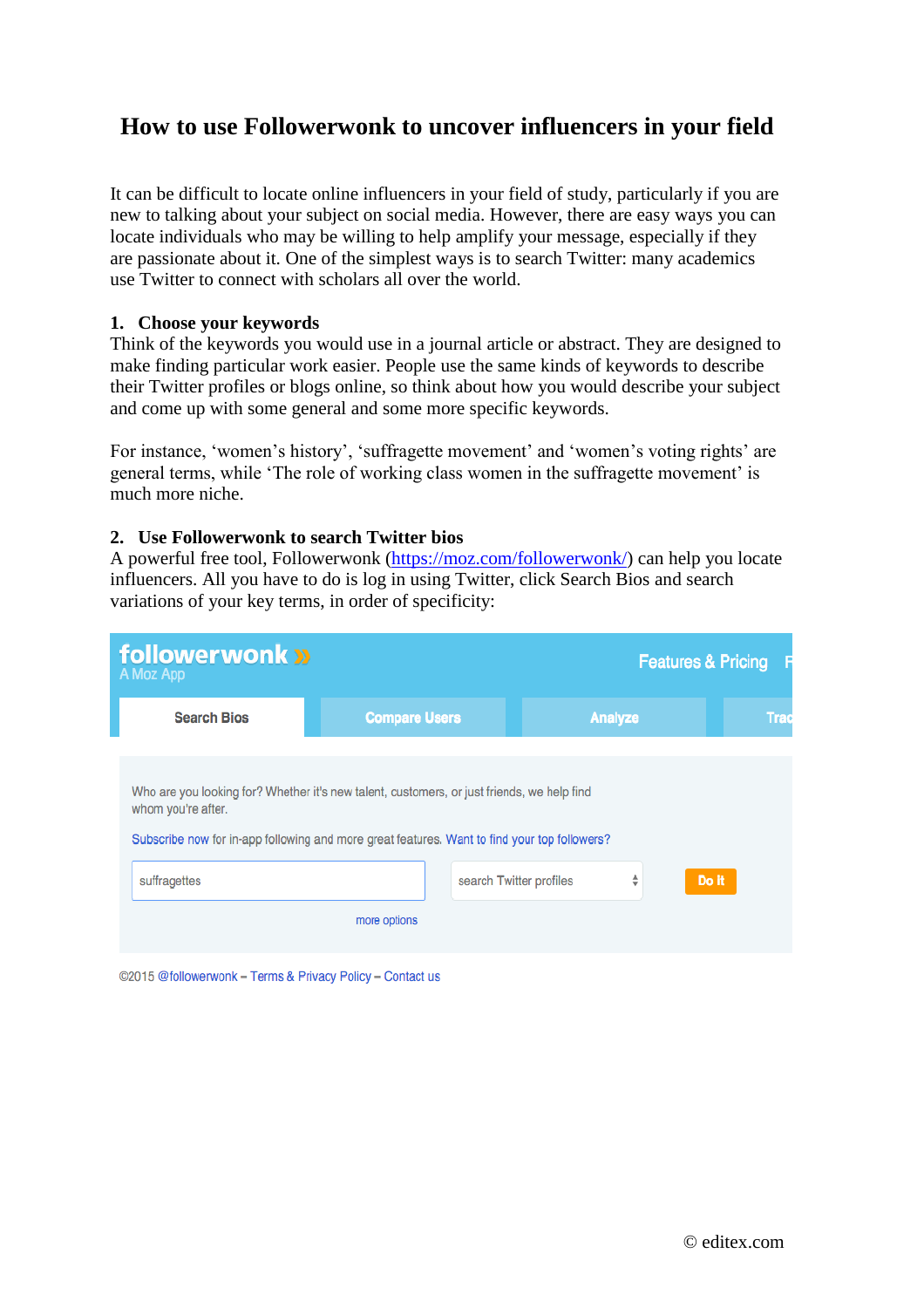# How to use Followerwonk to uncover influencers in your field

It can be difficult to locate online influencers in your field of study, particularly if you are new to talking about your subject on social media. However, there are easy ways you can locate individuals who may be willing to help amplify your message, especially if they are passionate about it. One of the simplest ways is to search Twitter: many academics use Twitter to connect with scholars all over the world.

## 1. Choose your keywords

Think of the keywords you would use in a journal article or abstract. They are designed to make finding particular work easier. People use the same kinds of keywords to describe their Twitter profiles or blogs online, so think about how you would describe your subject and come up with some general and some more specific keywords.

For instance, 'women's history', 'suffragette movement' and 'women's voting rights' are general terms, while 'The role of working class women in the suffragette movement' is much more niche.

## 2. Use Followerwonk to search Twitter bios

A powerful free tool, Followerwonk ([https://moz.com/followerwonk/](https://moz.com/followerwonk/)) can help you locate influencers. All you have to do is log in using Twitter, click Search Bios and search variations of your key terms, in order of specificity: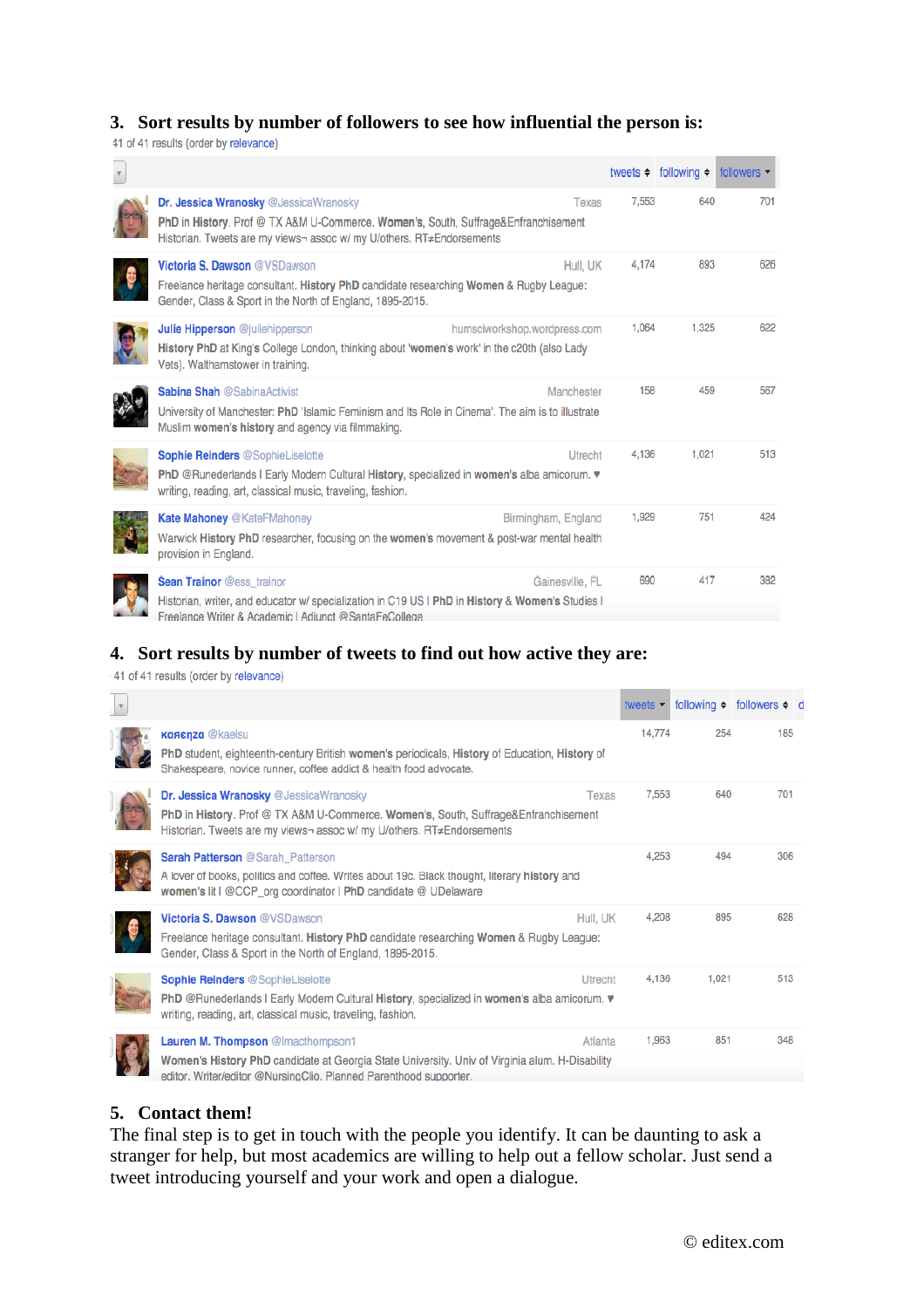### 3. Sort results by number of followers to see how influential the person is:

41 of 41 results (order by relevance)

| | | tweets | following | followers |
|---|---|---|---|---|
| Dr. Jessica Wranosky @JessicaWranosky — PhD in History. Prof @ TX A&M U-Commerce. Women's, South, Suffrage&Enfranchisement Historian. Tweets are my views¬ assoc w/ my U/others. RT≠Endorsements | Texas | 7,553 | 640 | 701 |
| Victoria S. Dawson @VSDawson — Freelance heritage consultant. History PhD candidate researching Women & Rugby League: Gender, Class & Sport in the North of England, 1895-2015. | Hull, UK | 4,174 | 893 | 626 |
| Julie Hipperson @juliehipperson — History PhD at King's College London, thinking about 'women's work' in the c20th (also Lady Vets). Walthamstower in training. | humsciworkshop.wordpress.com | 1,064 | 1,325 | 622 |
| Sabina Shah @SabinaActivist — University of Manchester: PhD 'Islamic Feminism and Its Role in Cinema'. The aim is to illustrate Muslim women's history and agency via filmmaking. | Manchester | 158 | 459 | 567 |
| Sophie Reinders @SophieLiselotte — PhD @Runederlands I Early Modern Cultural History, specialized in women's alba amicorum. ♥ writing, reading, art, classical music, traveling, fashion. | Utrecht | 4,136 | 1,021 | 513 |
| Kate Mahoney @KateFMahoney — Warwick History PhD researcher, focusing on the women's movement & post-war mental health provision in England. | Birmingham, England | 1,929 | 751 | 424 |
| Sean Trainor @ess_trainor — Historian, writer, and educator w/ specialization in C19 US I PhD in History & Women's Studies I Freelance Writer & Academic I Adjunct @SantaFeCollege | Gainesville, FL | 690 | 417 | 382 |

### 4. Sort results by number of tweets to find out how active they are:

41 of 41 results (order by relevance)

| | | tweets | following | followers |
|---|---|---|---|---|
| колєηzα @kaelsu — PhD student, eighteenth-century British women's periodicals, History of Education, History of Shakespeare, novice runner, coffee addict & health food advocate. | | 14,774 | 254 | 185 |
| Dr. Jessica Wranosky @JessicaWranosky — PhD in History. Prof @ TX A&M U-Commerce. Women's, South, Suffrage&Enfranchisement Historian. Tweets are my views¬ assoc w/ my U/others. RT≠Endorsements | Texas | 7,553 | 640 | 701 |
| Sarah Patterson @Sarah_Patterson — A lover of books, politics and coffee. Writes about 19c. Black thought, literary history and women's lit I @CCP_org coordinator I PhD candidate @ UDelaware | | 4,253 | 494 | 306 |
| Victoria S. Dawson @VSDawson — Freelance heritage consultant. History PhD candidate researching Women & Rugby League: Gender, Class & Sport in the North of England, 1895-2015. | Hull, UK | 4,208 | 895 | 628 |
| Sophie Reinders @SophieLiselotte — PhD @Runederlands I Early Modern Cultural History, specialized in women's alba amicorum. ♥ writing, reading, art, classical music, traveling, fashion. | Utrecht | 4,136 | 1,021 | 513 |
| Lauren M. Thompson @lmacthompson1 — Women's History PhD candidate at Georgia State University. Univ of Virginia alum. H-Disability editor. Writer/editor @NursingClio. Planned Parenthood supporter. | Atlanta | 1,963 | 851 | 348 |

### 5. Contact them!

The final step is to get in touch with the people you identify. It can be daunting to ask a stranger for help, but most academics are willing to help out a fellow scholar. Just send a tweet introducing yourself and your work and open a dialogue.

© editex.com